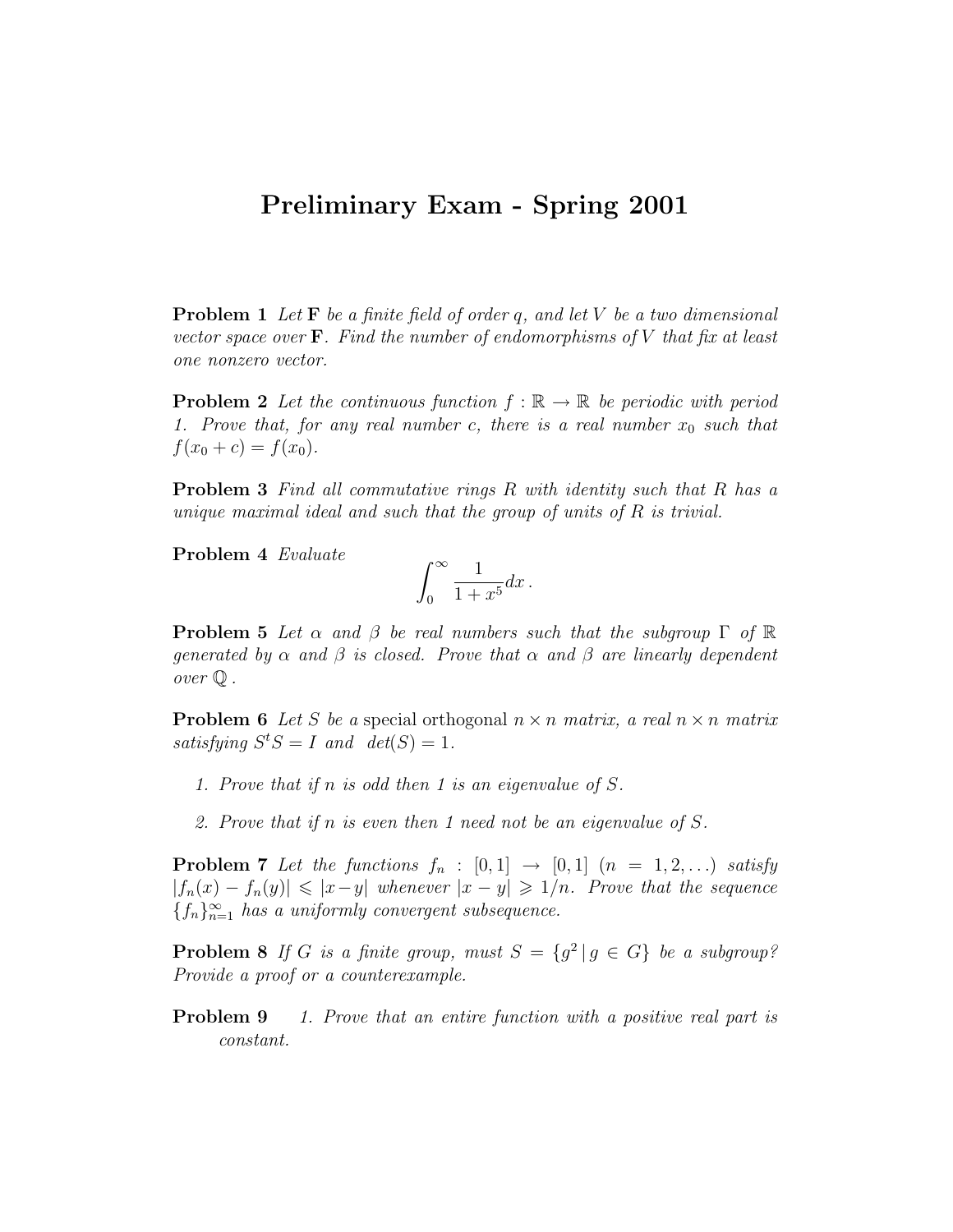# Preliminary Exam - Spring 2001

**Problem 1** *Let* $\mathbf{F}$ *be a finite field of order* $q$*, and let* $V$ *be a two dimensional vector space over* $\mathbf{F}$*. Find the number of endomorphisms of* $V$ *that fix at least one nonzero vector.*

**Problem 2** *Let the continuous function* $f : \mathbb{R} \to \mathbb{R}$ *be periodic with period 1. Prove that, for any real number* $c$*, there is a real number* $x_0$ *such that* $f(x_0 + c) = f(x_0)$*.*

**Problem 3** *Find all commutative rings* $R$ *with identity such that* $R$ *has a unique maximal ideal and such that the group of units of* $R$ *is trivial.*

**Problem 4** *Evaluate*

$$\int_0^\infty \frac{1}{1+x^5}dx\,.$$

**Problem 5** *Let* $\alpha$ *and* $\beta$ *be real numbers such that the subgroup* $\Gamma$ *of* $\mathbb{R}$ *generated by* $\alpha$ *and* $\beta$ *is closed. Prove that* $\alpha$ *and* $\beta$ *are linearly dependent over* $\mathbb{Q}$ *.*

**Problem 6** *Let* $S$ *be a* special orthogonal $n \times n$ *matrix, a real* $n \times n$ *matrix satisfying* $S^t S = I$ *and* $det(S) = 1$*.*

1. *Prove that if* $n$ *is odd then 1 is an eigenvalue of* $S$*.*
2. *Prove that if* $n$ *is even then 1 need not be an eigenvalue of* $S$*.*

**Problem 7** *Let the functions* $f_n : [0,1] \to [0,1]$ $(n = 1, 2, \ldots)$ *satisfy* $|f_n(x) - f_n(y)| \leqslant |x - y|$ *whenever* $|x - y| \geqslant 1/n$*. Prove that the sequence* $\{f_n\}_{n=1}^\infty$ *has a uniformly convergent subsequence.*

**Problem 8** *If* $G$ *is a finite group, must* $S = \{g^2 \mid g \in G\}$ *be a subgroup? Provide a proof or a counterexample.*

**Problem 9**

1. *Prove that an entire function with a positive real part is constant.*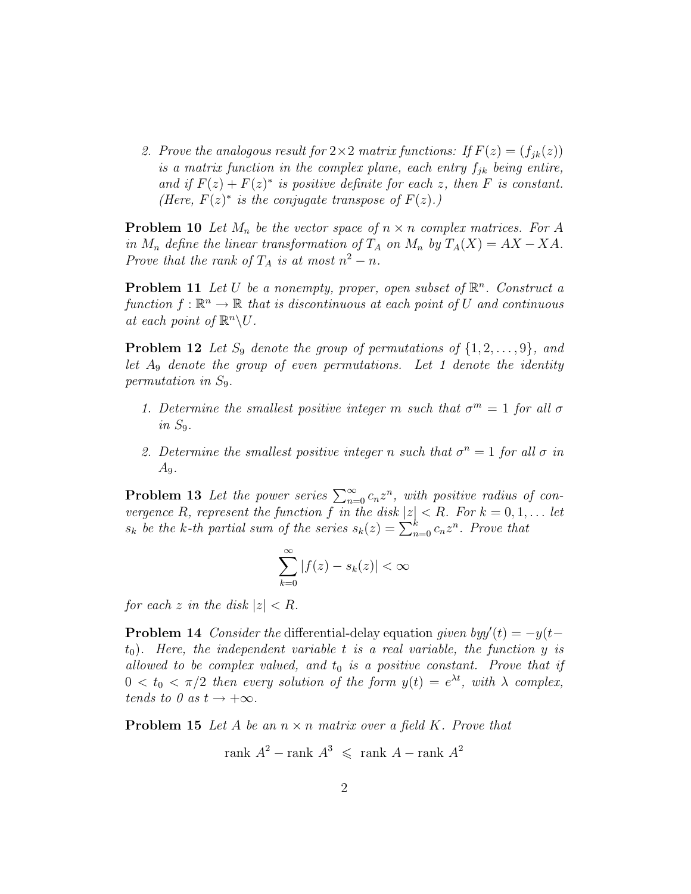2. *Prove the analogous result for $2 \times 2$ matrix functions: If $F(z) = (f_{jk}(z))$ is a matrix function in the complex plane, each entry $f_{jk}$ being entire, and if $F(z) + F(z)^*$ is positive definite for each $z$, then $F$ is constant. (Here, $F(z)^*$ is the conjugate transpose of $F(z)$.)*

**Problem 10** *Let $M_n$ be the vector space of $n \times n$ complex matrices. For $A$ in $M_n$ define the linear transformation of $T_A$ on $M_n$ by $T_A(X) = AX - XA$. Prove that the rank of $T_A$ is at most $n^2 - n$.*

**Problem 11** *Let $U$ be a nonempty, proper, open subset of $\mathbb{R}^n$. Construct a function $f : \mathbb{R}^n \to \mathbb{R}$ that is discontinuous at each point of $U$ and continuous at each point of $\mathbb{R}^n \backslash U$.*

**Problem 12** *Let $S_9$ denote the group of permutations of $\{1, 2, \ldots, 9\}$, and let $A_9$ denote the group of even permutations. Let 1 denote the identity permutation in $S_9$.*

1. *Determine the smallest positive integer $m$ such that $\sigma^m = 1$ for all $\sigma$ in $S_9$.*

2. *Determine the smallest positive integer $n$ such that $\sigma^n = 1$ for all $\sigma$ in $A_9$.*

**Problem 13** *Let the power series $\sum_{n=0}^{\infty} c_n z^n$, with positive radius of convergence $R$, represent the function $f$ in the disk $|z| < R$. For $k = 0, 1, \ldots$ let $s_k$ be the $k$-th partial sum of the series $s_k(z) = \sum_{n=0}^{k} c_n z^n$. Prove that*

$$\sum_{k=0}^{\infty} |f(z) - s_k(z)| < \infty$$

*for each $z$ in the disk $|z| < R$.*

**Problem 14** *Consider the* differential-delay equation *given by*$y'(t) = -y(t - t_0)$. *Here, the independent variable $t$ is a real variable, the function $y$ is allowed to be complex valued, and $t_0$ is a positive constant. Prove that if $0 < t_0 < \pi/2$ then every solution of the form $y(t) = e^{\lambda t}$, with $\lambda$ complex, tends to 0 as $t \to +\infty$.*

**Problem 15** *Let $A$ be an $n \times n$ matrix over a field $K$. Prove that*

$$\text{rank } A^2 - \text{rank } A^3 \leqslant \text{rank } A - \text{rank } A^2$$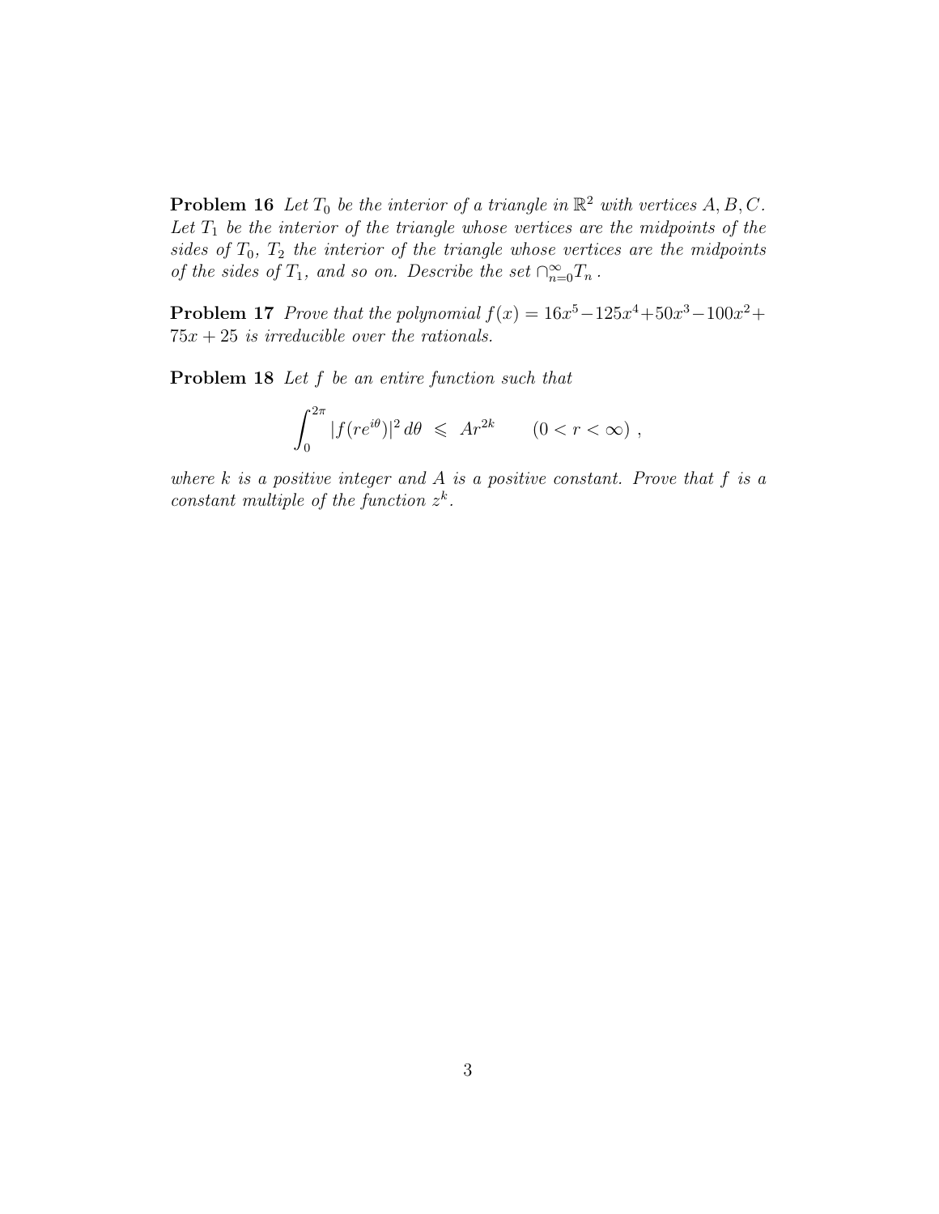**Problem 16** *Let $T_0$ be the interior of a triangle in $\mathbb{R}^2$ with vertices $A, B, C$. Let $T_1$ be the interior of the triangle whose vertices are the midpoints of the sides of $T_0$, $T_2$ the interior of the triangle whose vertices are the midpoints of the sides of $T_1$, and so on. Describe the set $\cap_{n=0}^{\infty} T_n$.*

**Problem 17** *Prove that the polynomial $f(x) = 16x^5 - 125x^4 + 50x^3 - 100x^2 + 75x + 25$ is irreducible over the rationals.*

**Problem 18** *Let $f$ be an entire function such that*

$$\int_0^{2\pi} |f(re^{i\theta})|^2 \, d\theta \ \leqslant \ Ar^{2k} \qquad (0 < r < \infty) \ ,$$

*where $k$ is a positive integer and $A$ is a positive constant. Prove that $f$ is a constant multiple of the function $z^k$.*